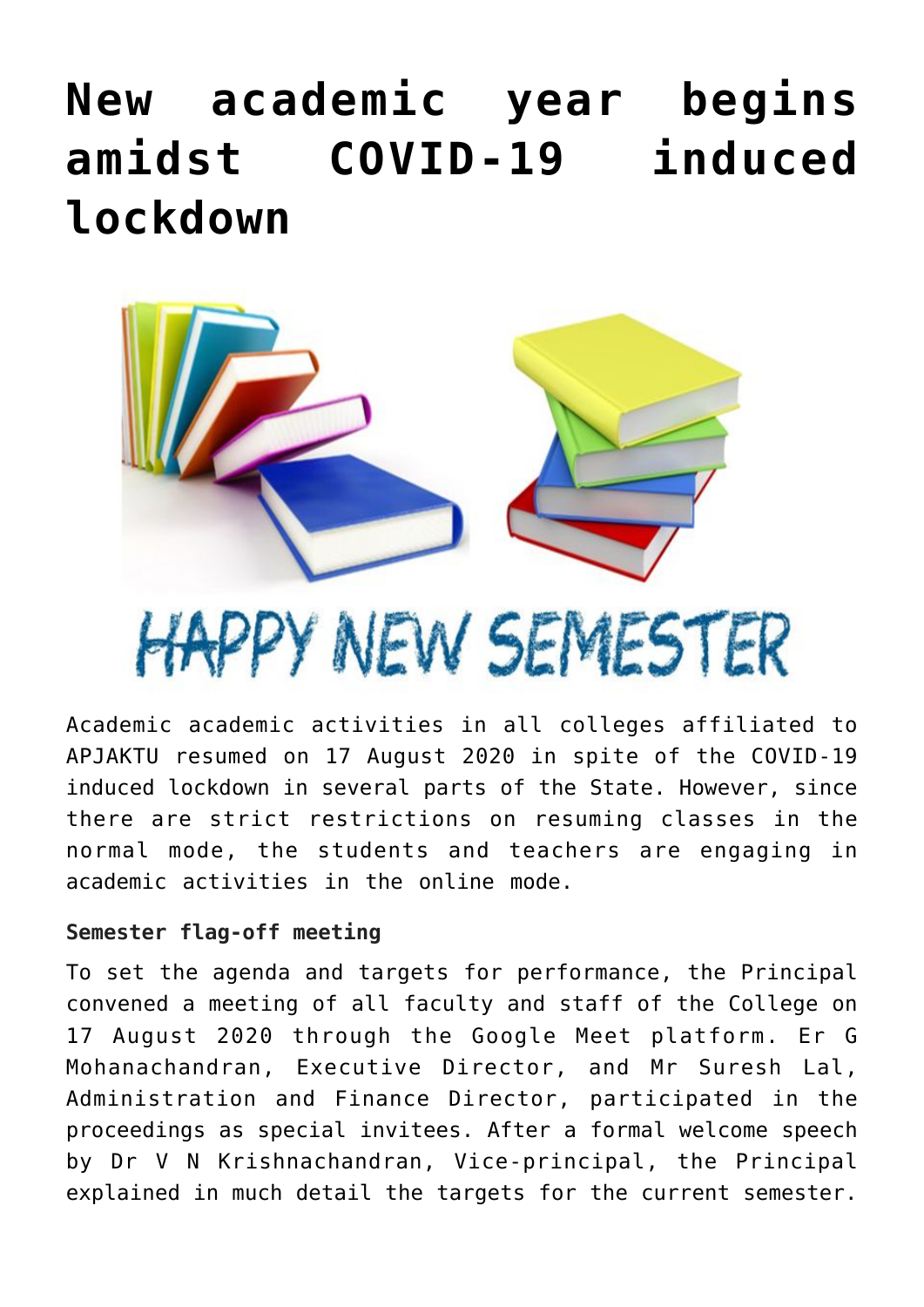# New academic year begins amidst COVID-19 induced lockdown

Academic academic activities in all colleges affiliated to APJAKTU resumed on 17 August 2020 in spite of the COVID-19 induced lockdown in several parts of the State. However, since there are strict restrictions on resuming classes in the normal mode, the students and teachers are engaging in academic activities in the online mode.

**Semester flag-off meeting**

To set the agenda and targets for performance, the Principal convened a meeting of all faculty and staff of the College on 17 August 2020 through the Google Meet platform. Er G Mohanachandran, Executive Director, and Mr Suresh Lal, Administration and Finance Director, participated in the proceedings as special invitees. After a formal welcome speech by Dr V N Krishnachandran, Vice-principal, the Principal explained in much detail the targets for the current semester.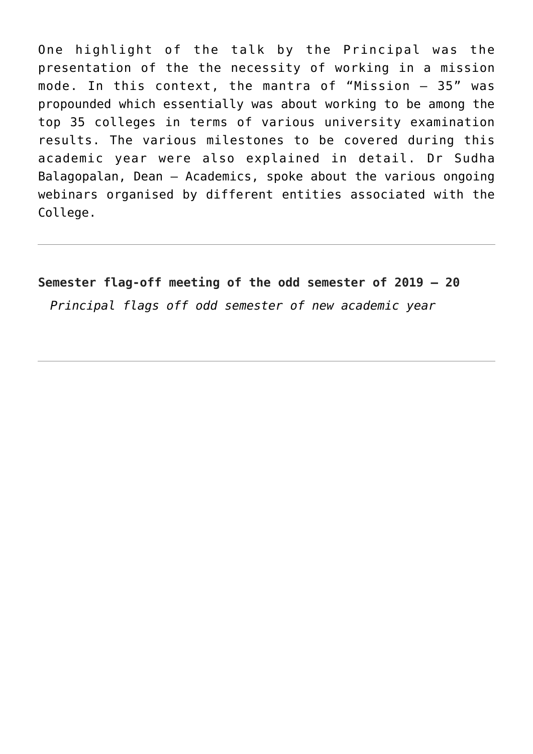One highlight of the talk by the Principal was the presentation of the the necessity of working in a mission mode. In this context, the mantra of “Mission – 35” was propounded which essentially was about working to be among the top 35 colleges in terms of various university examination results. The various milestones to be covered during this academic year were also explained in detail. Dr Sudha Balagopalan, Dean – Academics, spoke about the various ongoing webinars organised by different entities associated with the College.

---

**Semester flag-off meeting of the odd semester of 2019 – 20**

*Principal flags off odd semester of new academic year*

---